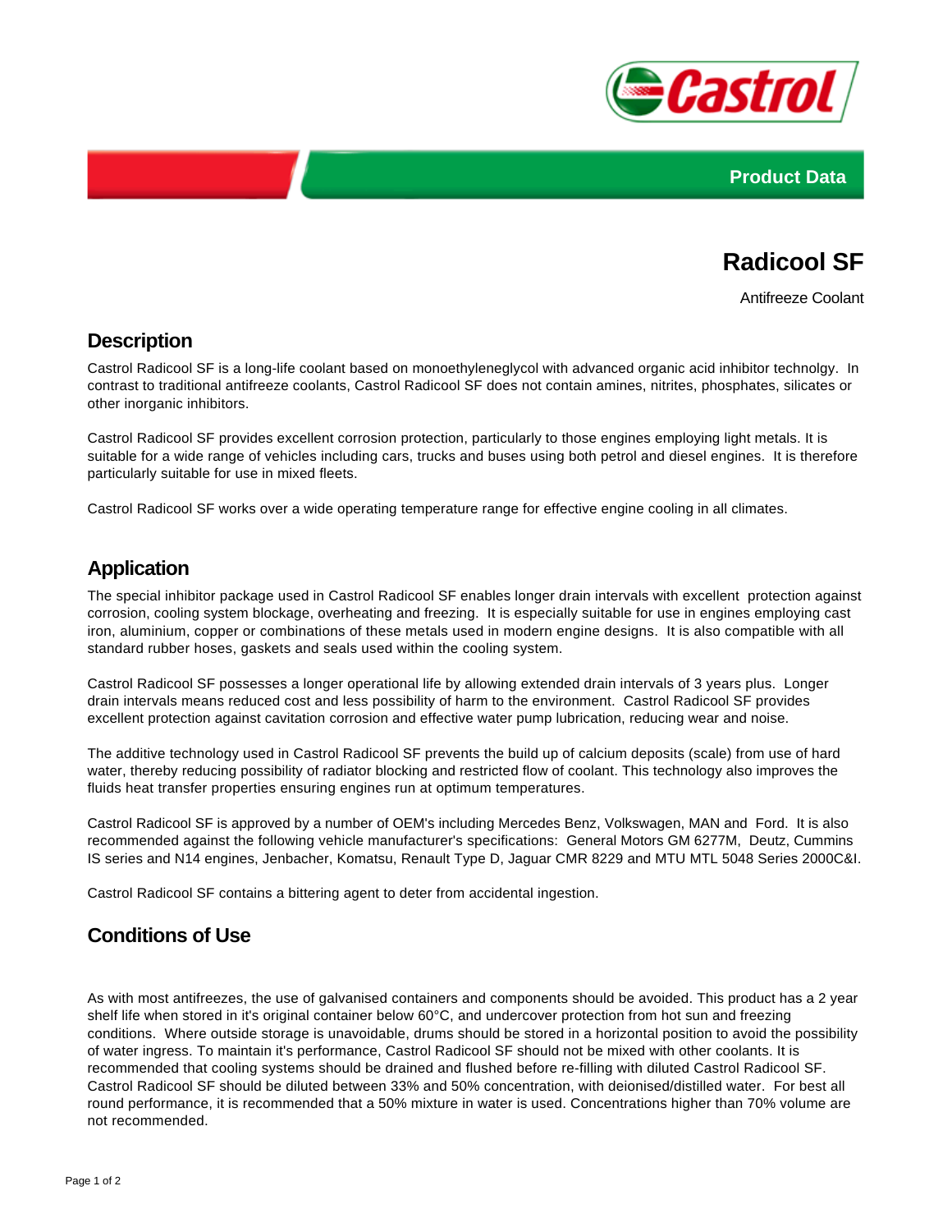Product Data

# Radicool SF

Antifreeze Coolant

## Description

Castrol Radicool SF is a long-life coolant based on monoethyleneglycol with advanced organic acid inhibitor technolgy. In contrast to traditional antifreeze coolants, Castrol Radicool SF does not contain amines, nitrites, phosphates, silicates or other inorganic inhibitors.

Castrol Radicool SF provides excellent corrosion protection, particularly to those engines employing light metals. It is suitable for a wide range of vehicles including cars, trucks and buses using both petrol and diesel engines. It is therefore particularly suitable for use in mixed fleets.

Castrol Radicool SF works over a wide operating temperature range for effective engine cooling in all climates.

## Application

The special inhibitor package used in Castrol Radicool SF enables longer drain intervals with excellent protection against corrosion, cooling system blockage, overheating and freezing. It is especially suitable for use in engines employing cast iron, aluminium, copper or combinations of these metals used in modern engine designs. It is also compatible with all standard rubber hoses, gaskets and seals used within the cooling system.

Castrol Radicool SF possesses a longer operational life by allowing extended drain intervals of 3 years plus. Longer drain intervals means reduced cost and less possibility of harm to the environment. Castrol Radicool SF provides excellent protection against cavitation corrosion and effective water pump lubrication, reducing wear and noise.

The additive technology used in Castrol Radicool SF prevents the build up of calcium deposits (scale) from use of hard water, thereby reducing possibility of radiator blocking and restricted flow of coolant. This technology also improves the fluids heat transfer properties ensuring engines run at optimum temperatures.

Castrol Radicool SF is approved by a number of OEM's including Mercedes Benz, Volkswagen, MAN and Ford. It is also recommended against the following vehicle manufacturer's specifications: General Motors GM 6277M, Deutz, Cummins IS series and N14 engines, Jenbacher, Komatsu, Renault Type D, Jaguar CMR 8229 and MTU MTL 5048 Series 2000C&I.

Castrol Radicool SF contains a bittering agent to deter from accidental ingestion.

## Conditions of Use

As with most antifreezes, the use of galvanised containers and components should be avoided. This product has a 2 year shelf life when stored in it's original container below 60°C, and undercover protection from hot sun and freezing conditions. Where outside storage is unavoidable, drums should be stored in a horizontal position to avoid the possibility of water ingress. To maintain it's performance, Castrol Radicool SF should not be mixed with other coolants. It is recommended that cooling systems should be drained and flushed before re-filling with diluted Castrol Radicool SF. Castrol Radicool SF should be diluted between 33% and 50% concentration, with deionised/distilled water. For best all round performance, it is recommended that a 50% mixture in water is used. Concentrations higher than 70% volume are not recommended.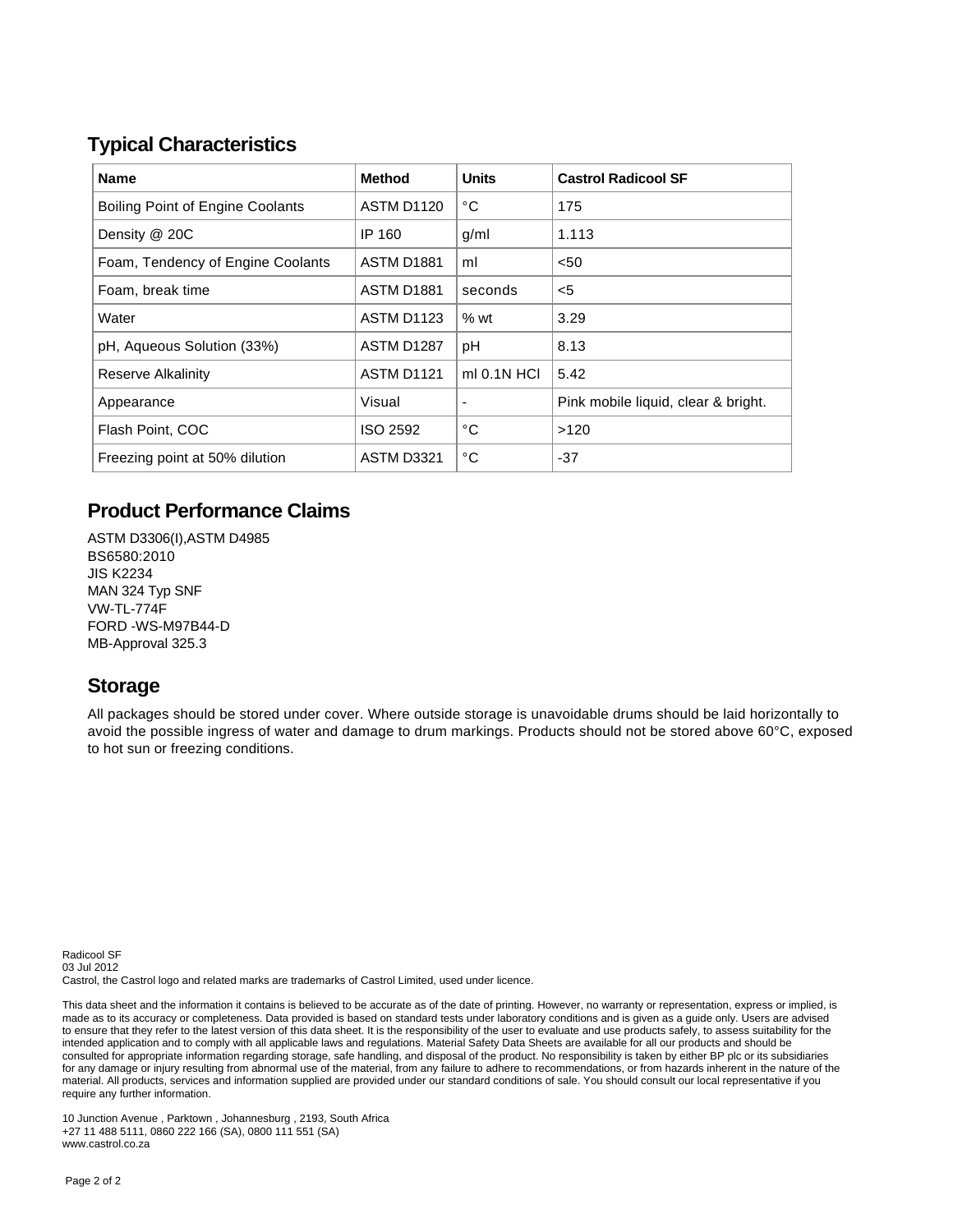## Typical Characteristics

| Name | Method | Units | Castrol Radicool SF |
|---|---|---|---|
| Boiling Point of Engine Coolants | ASTM D1120 | °C | 175 |
| Density @ 20C | IP 160 | g/ml | 1.113 |
| Foam, Tendency of Engine Coolants | ASTM D1881 | ml | <50 |
| Foam, break time | ASTM D1881 | seconds | <5 |
| Water | ASTM D1123 | % wt | 3.29 |
| pH, Aqueous Solution (33%) | ASTM D1287 | pH | 8.13 |
| Reserve Alkalinity | ASTM D1121 | ml 0.1N HCl | 5.42 |
| Appearance | Visual | - | Pink mobile liquid, clear & bright. |
| Flash Point, COC | ISO 2592 | °C | >120 |
| Freezing point at 50% dilution | ASTM D3321 | °C | -37 |

## Product Performance Claims

ASTM D3306(I),ASTM D4985
BS6580:2010
JIS K2234
MAN 324 Typ SNF
VW-TL-774F
FORD -WS-M97B44-D
MB-Approval 325.3

## Storage

All packages should be stored under cover. Where outside storage is unavoidable drums should be laid horizontally to avoid the possible ingress of water and damage to drum markings. Products should not be stored above 60°C, exposed to hot sun or freezing conditions.

Radicool SF
03 Jul 2012
Castrol, the Castrol logo and related marks are trademarks of Castrol Limited, used under licence.

This data sheet and the information it contains is believed to be accurate as of the date of printing. However, no warranty or representation, express or implied, is made as to its accuracy or completeness. Data provided is based on standard tests under laboratory conditions and is given as a guide only. Users are advised to ensure that they refer to the latest version of this data sheet. It is the responsibility of the user to evaluate and use products safely, to assess suitability for the intended application and to comply with all applicable laws and regulations. Material Safety Data Sheets are available for all our products and should be consulted for appropriate information regarding storage, safe handling, and disposal of the product. No responsibility is taken by either BP plc or its subsidiaries for any damage or injury resulting from abnormal use of the material, from any failure to adhere to recommendations, or from hazards inherent in the nature of the material. All products, services and information supplied are provided under our standard conditions of sale. You should consult our local representative if you require any further information.

10 Junction Avenue , Parktown , Johannesburg , 2193, South Africa
+27 11 488 5111, 0860 222 166 (SA), 0800 111 551 (SA)
www.castrol.co.za